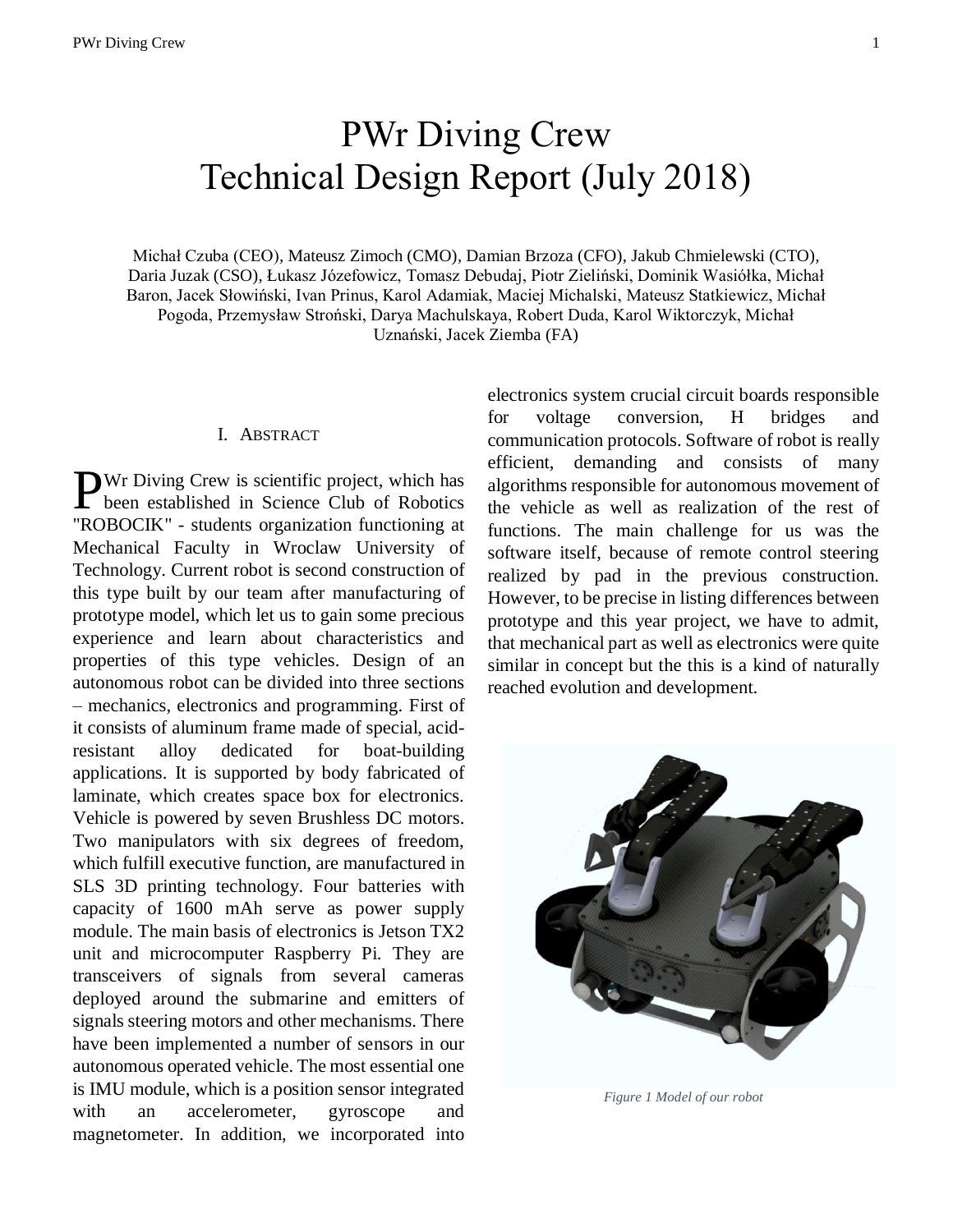# PWr Diving Crew
# Technical Design Report (July 2018)

Michał Czuba (CEO), Mateusz Zimoch (CMO), Damian Brzoza (CFO), Jakub Chmielewski (CTO), Daria Juzak (CSO), Łukasz Józefowicz, Tomasz Debudaj, Piotr Zieliński, Dominik Wasiółka, Michał Baron, Jacek Słowiński, Ivan Prinus, Karol Adamiak, Maciej Michalski, Mateusz Statkiewicz, Michał Pogoda, Przemysław Stroński, Darya Machulskaya, Robert Duda, Karol Wiktorczyk, Michał Uznański, Jacek Ziemba (FA)

## I. Abstract

PWr Diving Crew is scientific project, which has been established in Science Club of Robotics "ROBOCIK" - students organization functioning at Mechanical Faculty in Wroclaw University of Technology. Current robot is second construction of this type built by our team after manufacturing of prototype model, which let us to gain some precious experience and learn about characteristics and properties of this type vehicles. Design of an autonomous robot can be divided into three sections – mechanics, electronics and programming. First of it consists of aluminum frame made of special, acid-resistant alloy dedicated for boat-building applications. It is supported by body fabricated of laminate, which creates space box for electronics. Vehicle is powered by seven Brushless DC motors. Two manipulators with six degrees of freedom, which fulfill executive function, are manufactured in SLS 3D printing technology. Four batteries with capacity of 1600 mAh serve as power supply module. The main basis of electronics is Jetson TX2 unit and microcomputer Raspberry Pi. They are transceivers of signals from several cameras deployed around the submarine and emitters of signals steering motors and other mechanisms. There have been implemented a number of sensors in our autonomous operated vehicle. The most essential one is IMU module, which is a position sensor integrated with an accelerometer, gyroscope and magnetometer. In addition, we incorporated into electronics system crucial circuit boards responsible for voltage conversion, H bridges and communication protocols. Software of robot is really efficient, demanding and consists of many algorithms responsible for autonomous movement of the vehicle as well as realization of the rest of functions. The main challenge for us was the software itself, because of remote control steering realized by pad in the previous construction. However, to be precise in listing differences between prototype and this year project, we have to admit, that mechanical part as well as electronics were quite similar in concept but the this is a kind of naturally reached evolution and development.

*Figure 1 Model of our robot*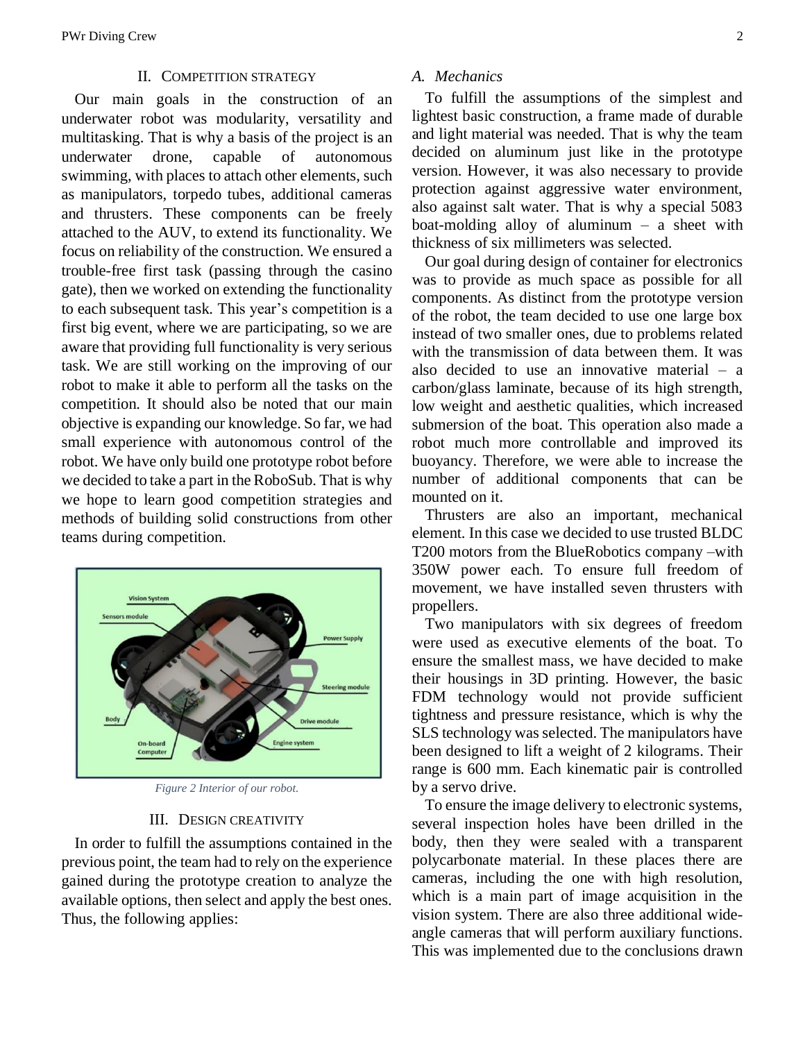## II. Competition strategy

Our main goals in the construction of an underwater robot was modularity, versatility and multitasking. That is why a basis of the project is an underwater drone, capable of autonomous swimming, with places to attach other elements, such as manipulators, torpedo tubes, additional cameras and thrusters. These components can be freely attached to the AUV, to extend its functionality. We focus on reliability of the construction. We ensured a trouble-free first task (passing through the casino gate), then we worked on extending the functionality to each subsequent task. This year's competition is a first big event, where we are participating, so we are aware that providing full functionality is very serious task. We are still working on the improving of our robot to make it able to perform all the tasks on the competition. It should also be noted that our main objective is expanding our knowledge. So far, we had small experience with autonomous control of the robot. We have only build one prototype robot before we decided to take a part in the RoboSub. That is why we hope to learn good competition strategies and methods of building solid constructions from other teams during competition.

Vision System
Sensors module
Power Supply
Steering module
Body
Drive module
On-board Computer
Engine system

*Figure 2 Interior of our robot.*

## III. Design creativity

In order to fulfill the assumptions contained in the previous point, the team had to rely on the experience gained during the prototype creation to analyze the available options, then select and apply the best ones. Thus, the following applies:

### A. Mechanics

To fulfill the assumptions of the simplest and lightest basic construction, a frame made of durable and light material was needed. That is why the team decided on aluminum just like in the prototype version. However, it was also necessary to provide protection against aggressive water environment, also against salt water. That is why a special 5083 boat-molding alloy of aluminum – a sheet with thickness of six millimeters was selected.

Our goal during design of container for electronics was to provide as much space as possible for all components. As distinct from the prototype version of the robot, the team decided to use one large box instead of two smaller ones, due to problems related with the transmission of data between them. It was also decided to use an innovative material – a carbon/glass laminate, because of its high strength, low weight and aesthetic qualities, which increased submersion of the boat. This operation also made a robot much more controllable and improved its buoyancy. Therefore, we were able to increase the number of additional components that can be mounted on it.

Thrusters are also an important, mechanical element. In this case we decided to use trusted BLDC T200 motors from the BlueRobotics company –with 350W power each. To ensure full freedom of movement, we have installed seven thrusters with propellers.

Two manipulators with six degrees of freedom were used as executive elements of the boat. To ensure the smallest mass, we have decided to make their housings in 3D printing. However, the basic FDM technology would not provide sufficient tightness and pressure resistance, which is why the SLS technology was selected. The manipulators have been designed to lift a weight of 2 kilograms. Their range is 600 mm. Each kinematic pair is controlled by a servo drive.

To ensure the image delivery to electronic systems, several inspection holes have been drilled in the body, then they were sealed with a transparent polycarbonate material. In these places there are cameras, including the one with high resolution, which is a main part of image acquisition in the vision system. There are also three additional wide-angle cameras that will perform auxiliary functions. This was implemented due to the conclusions drawn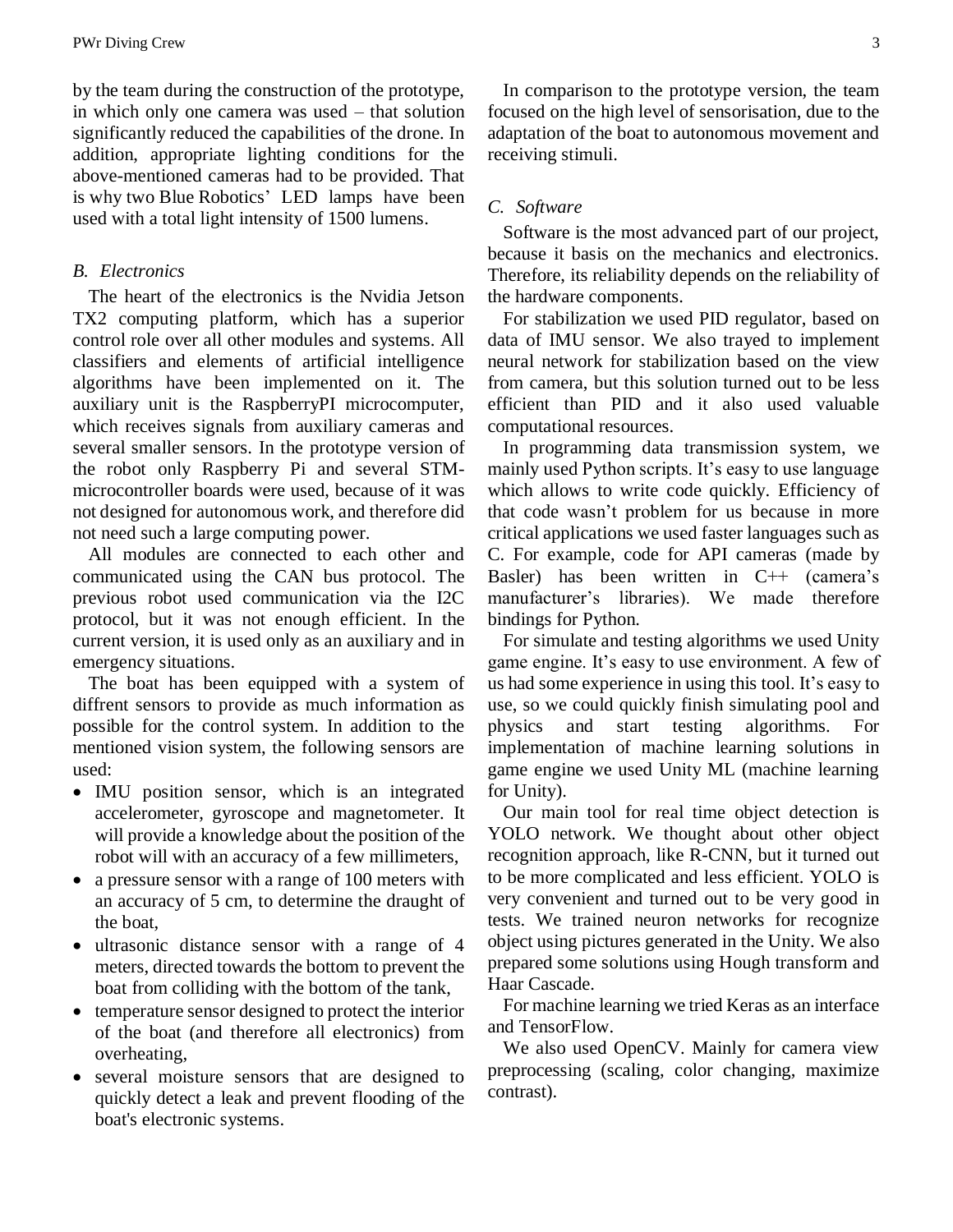by the team during the construction of the prototype, in which only one camera was used – that solution significantly reduced the capabilities of the drone. In addition, appropriate lighting conditions for the above-mentioned cameras had to be provided. That is why two Blue Robotics' LED lamps have been used with a total light intensity of 1500 lumens.

### *B. Electronics*

The heart of the electronics is the Nvidia Jetson TX2 computing platform, which has a superior control role over all other modules and systems. All classifiers and elements of artificial intelligence algorithms have been implemented on it. The auxiliary unit is the RaspberryPI microcomputer, which receives signals from auxiliary cameras and several smaller sensors. In the prototype version of the robot only Raspberry Pi and several STM-microcontroller boards were used, because of it was not designed for autonomous work, and therefore did not need such a large computing power.

All modules are connected to each other and communicated using the CAN bus protocol. The previous robot used communication via the I2C protocol, but it was not enough efficient. In the current version, it is used only as an auxiliary and in emergency situations.

The boat has been equipped with a system of diffrent sensors to provide as much information as possible for the control system. In addition to the mentioned vision system, the following sensors are used:

- IMU position sensor, which is an integrated accelerometer, gyroscope and magnetometer. It will provide a knowledge about the position of the robot will with an accuracy of a few millimeters,
- a pressure sensor with a range of 100 meters with an accuracy of 5 cm, to determine the draught of the boat,
- ultrasonic distance sensor with a range of 4 meters, directed towards the bottom to prevent the boat from colliding with the bottom of the tank,
- temperature sensor designed to protect the interior of the boat (and therefore all electronics) from overheating,
- several moisture sensors that are designed to quickly detect a leak and prevent flooding of the boat's electronic systems.

In comparison to the prototype version, the team focused on the high level of sensorisation, due to the adaptation of the boat to autonomous movement and receiving stimuli.

### *C. Software*

Software is the most advanced part of our project, because it basis on the mechanics and electronics. Therefore, its reliability depends on the reliability of the hardware components.

For stabilization we used PID regulator, based on data of IMU sensor. We also trayed to implement neural network for stabilization based on the view from camera, but this solution turned out to be less efficient than PID and it also used valuable computational resources.

In programming data transmission system, we mainly used Python scripts. It's easy to use language which allows to write code quickly. Efficiency of that code wasn't problem for us because in more critical applications we used faster languages such as C. For example, code for API cameras (made by Basler) has been written in C++ (camera's manufacturer's libraries). We made therefore bindings for Python.

For simulate and testing algorithms we used Unity game engine. It's easy to use environment. A few of us had some experience in using this tool. It's easy to use, so we could quickly finish simulating pool and physics and start testing algorithms. For implementation of machine learning solutions in game engine we used Unity ML (machine learning for Unity).

Our main tool for real time object detection is YOLO network. We thought about other object recognition approach, like R-CNN, but it turned out to be more complicated and less efficient. YOLO is very convenient and turned out to be very good in tests. We trained neuron networks for recognize object using pictures generated in the Unity. We also prepared some solutions using Hough transform and Haar Cascade.

For machine learning we tried Keras as an interface and TensorFlow.

We also used OpenCV. Mainly for camera view preprocessing (scaling, color changing, maximize contrast).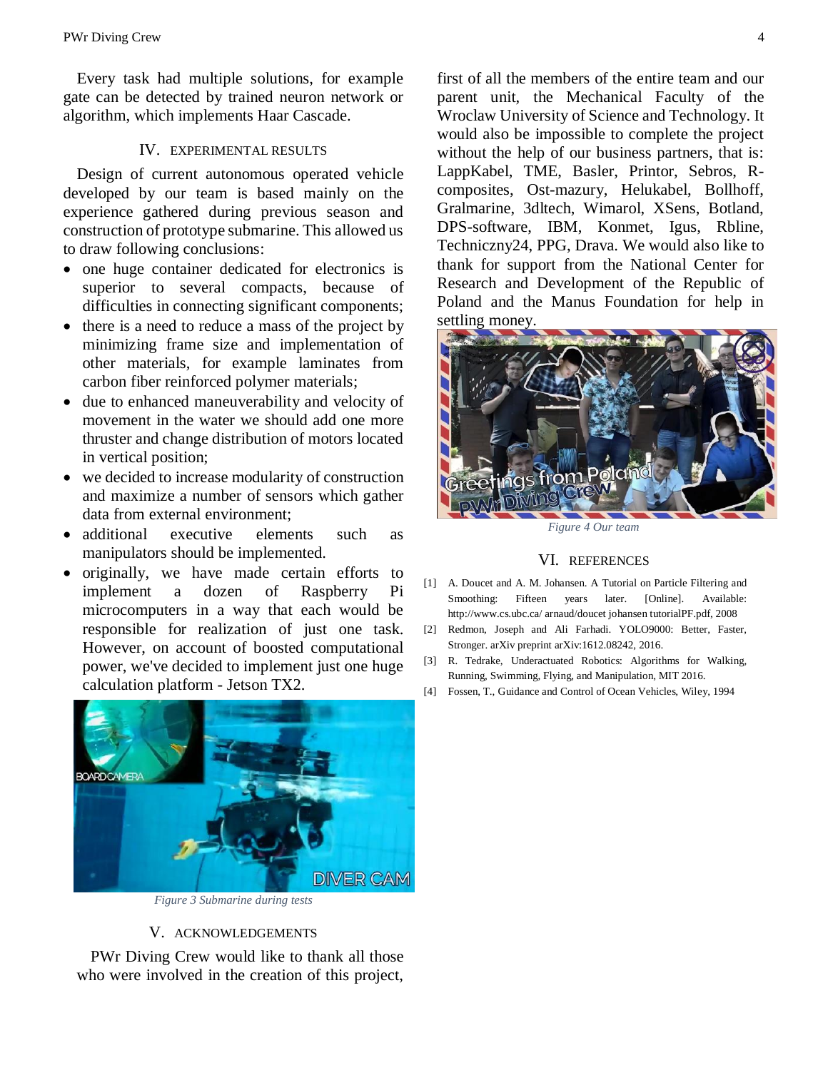Every task had multiple solutions, for example gate can be detected by trained neuron network or algorithm, which implements Haar Cascade.

## IV. Experimental Results

Design of current autonomous operated vehicle developed by our team is based mainly on the experience gathered during previous season and construction of prototype submarine. This allowed us to draw following conclusions:

- one huge container dedicated for electronics is superior to several compacts, because of difficulties in connecting significant components;
- there is a need to reduce a mass of the project by minimizing frame size and implementation of other materials, for example laminates from carbon fiber reinforced polymer materials;
- due to enhanced maneuverability and velocity of movement in the water we should add one more thruster and change distribution of motors located in vertical position;
- we decided to increase modularity of construction and maximize a number of sensors which gather data from external environment;
- additional executive elements such as manipulators should be implemented.
- originally, we have made certain efforts to implement a dozen of Raspberry Pi microcomputers in a way that each would be responsible for realization of just one task. However, on account of boosted computational power, we've decided to implement just one huge calculation platform - Jetson TX2.

*Figure 3 Submarine during tests*

## V. Acknowledgements

PWr Diving Crew would like to thank all those who were involved in the creation of this project, first of all the members of the entire team and our parent unit, the Mechanical Faculty of the Wroclaw University of Science and Technology. It would also be impossible to complete the project without the help of our business partners, that is: LappKabel, TME, Basler, Printor, Sebros, R-composites, Ost-mazury, Helukabel, Bollhoff, Gralmarine, 3dltech, Wimarol, XSens, Botland, DPS-software, IBM, Konmet, Igus, Rbline, Techniczny24, PPG, Drava. We would also like to thank for support from the National Center for Research and Development of the Republic of Poland and the Manus Foundation for help in settling money.

*Figure 4 Our team*

## VI. References

[1] A. Doucet and A. M. Johansen. A Tutorial on Particle Filtering and Smoothing: Fifteen years later. [Online]. Available: http://www.cs.ubc.ca/ arnaud/doucet johansen tutorialPF.pdf, 2008

[2] Redmon, Joseph and Ali Farhadi. YOLO9000: Better, Faster, Stronger. arXiv preprint arXiv:1612.08242, 2016.

[3] R. Tedrake, Underactuated Robotics: Algorithms for Walking, Running, Swimming, Flying, and Manipulation, MIT 2016.

[4] Fossen, T., Guidance and Control of Ocean Vehicles, Wiley, 1994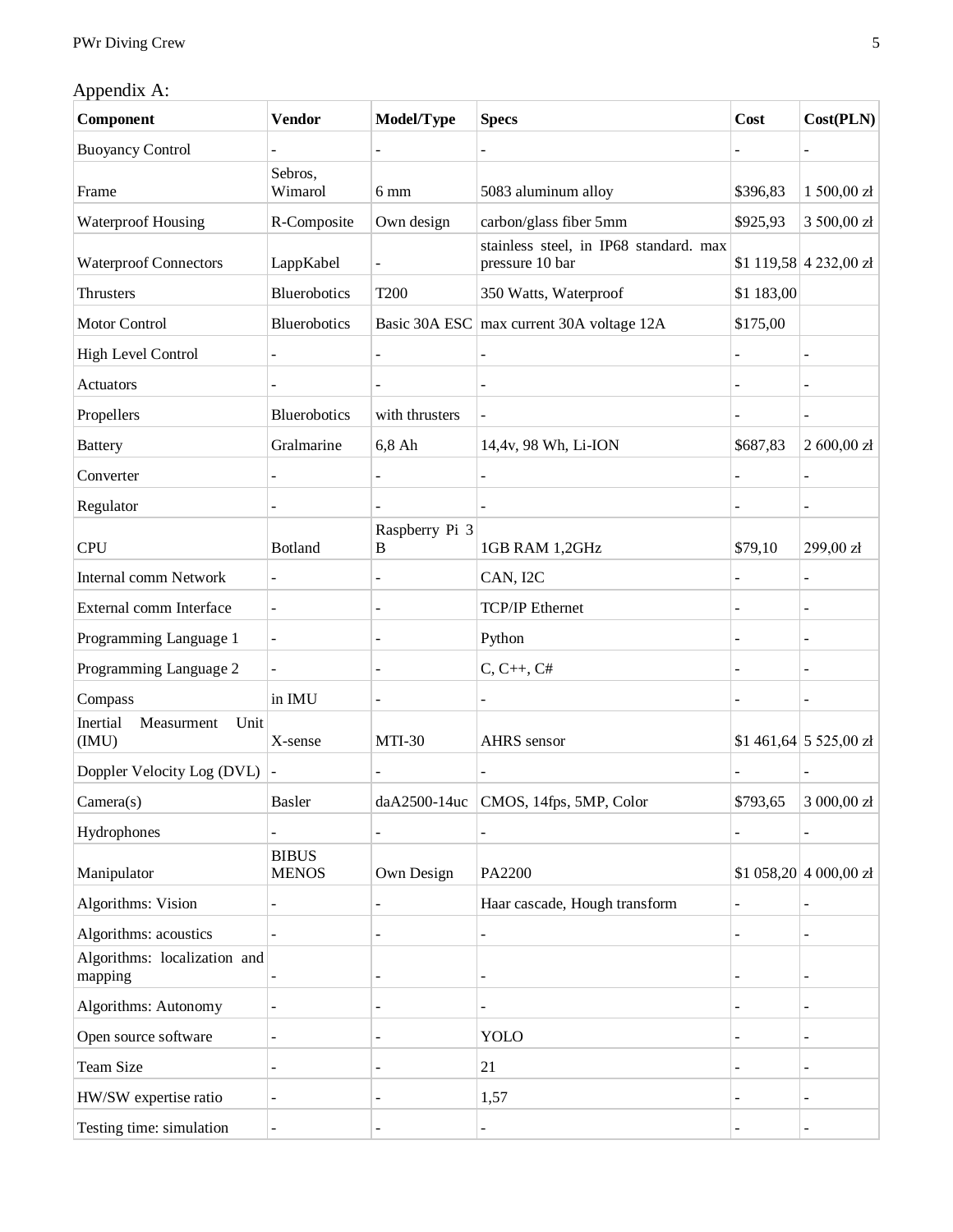Appendix A:

| Component | Vendor | Model/Type | Specs | Cost | Cost(PLN) |
|---|---|---|---|---|---|
| Buoyancy Control | - | - | - | - | - |
| Frame | Sebros, Wimarol | 6 mm | 5083 aluminum alloy | $396,83 | 1 500,00 zł |
| Waterproof Housing | R-Composite | Own design | carbon/glass fiber 5mm | $925,93 | 3 500,00 zł |
| Waterproof Connectors | LappKabel | - | stainless steel, in IP68 standard. max pressure 10 bar | $1 119,58 | 4 232,00 zł |
| Thrusters | Bluerobotics | T200 | 350 Watts, Waterproof | $1 183,00 | |
| Motor Control | Bluerobotics | Basic 30A ESC | max current 30A voltage 12A | $175,00 | |
| High Level Control | - | - | - | - | - |
| Actuators | - | - | - | - | - |
| Propellers | Bluerobotics | with thrusters | - | - | - |
| Battery | Gralmarine | 6,8 Ah | 14,4v, 98 Wh, Li-ION | $687,83 | 2 600,00 zł |
| Converter | - | - | - | - | - |
| Regulator | - | - | - | - | - |
| CPU | Botland | Raspberry Pi 3 B | 1GB RAM 1,2GHz | $79,10 | 299,00 zł |
| Internal comm Network | - | - | CAN, I2C | - | - |
| External comm Interface | - | - | TCP/IP Ethernet | - | - |
| Programming Language 1 | - | - | Python | - | - |
| Programming Language 2 | - | - | C, C++, C# | - | - |
| Compass | in IMU | - | - | - | - |
| Inertial Measurment Unit (IMU) | X-sense | MTI-30 | AHRS sensor | $1 461,64 | 5 525,00 zł |
| Doppler Velocity Log (DVL) | - | - | - | - | - |
| Camera(s) | Basler | daA2500-14uc | CMOS, 14fps, 5MP, Color | $793,65 | 3 000,00 zł |
| Hydrophones | - | - | - | - | - |
| Manipulator | BIBUS MENOS | Own Design | PA2200 | $1 058,20 | 4 000,00 zł |
| Algorithms: Vision | - | - | Haar cascade, Hough transform | - | - |
| Algorithms: acoustics | - | - | - | - | - |
| Algorithms: localization and mapping | - | - | - | - | - |
| Algorithms: Autonomy | - | - | - | - | - |
| Open source software | - | - | YOLO | - | - |
| Team Size | - | - | 21 | - | - |
| HW/SW expertise ratio | - | - | 1,57 | - | - |
| Testing time: simulation | - | - | - | - | - |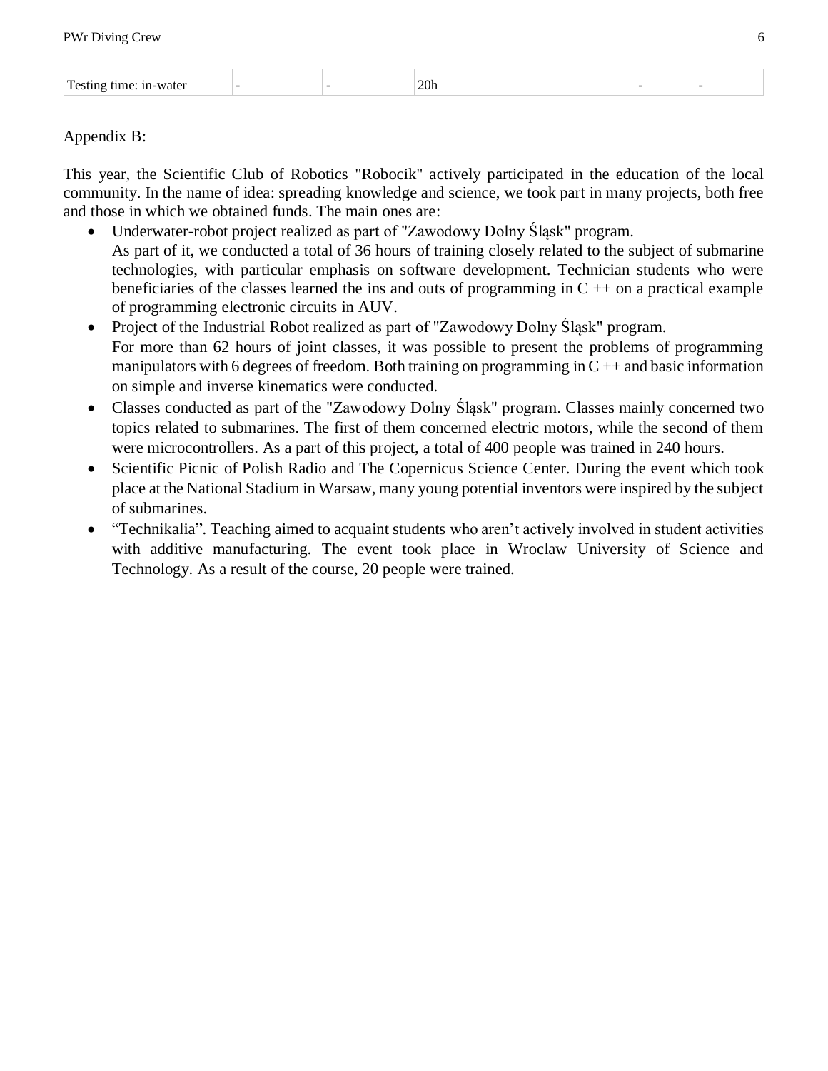| | | | | | |
|---|---|---|---|---|---|
| Testing time: in-water | - | - | 20h | - | - |

Appendix B:

This year, the Scientific Club of Robotics "Robocik" actively participated in the education of the local community. In the name of idea: spreading knowledge and science, we took part in many projects, both free and those in which we obtained funds. The main ones are:

- Underwater-robot project realized as part of "Zawodowy Dolny Śląsk" program.
  As part of it, we conducted a total of 36 hours of training closely related to the subject of submarine technologies, with particular emphasis on software development. Technician students who were beneficiaries of the classes learned the ins and outs of programming in C ++ on a practical example of programming electronic circuits in AUV.
- Project of the Industrial Robot realized as part of "Zawodowy Dolny Śląsk" program.
  For more than 62 hours of joint classes, it was possible to present the problems of programming manipulators with 6 degrees of freedom. Both training on programming in C ++ and basic information on simple and inverse kinematics were conducted.
- Classes conducted as part of the "Zawodowy Dolny Śląsk" program. Classes mainly concerned two topics related to submarines. The first of them concerned electric motors, while the second of them were microcontrollers. As a part of this project, a total of 400 people was trained in 240 hours.
- Scientific Picnic of Polish Radio and The Copernicus Science Center. During the event which took place at the National Stadium in Warsaw, many young potential inventors were inspired by the subject of submarines.
- "Technikalia". Teaching aimed to acquaint students who aren't actively involved in student activities with additive manufacturing. The event took place in Wroclaw University of Science and Technology. As a result of the course, 20 people were trained.